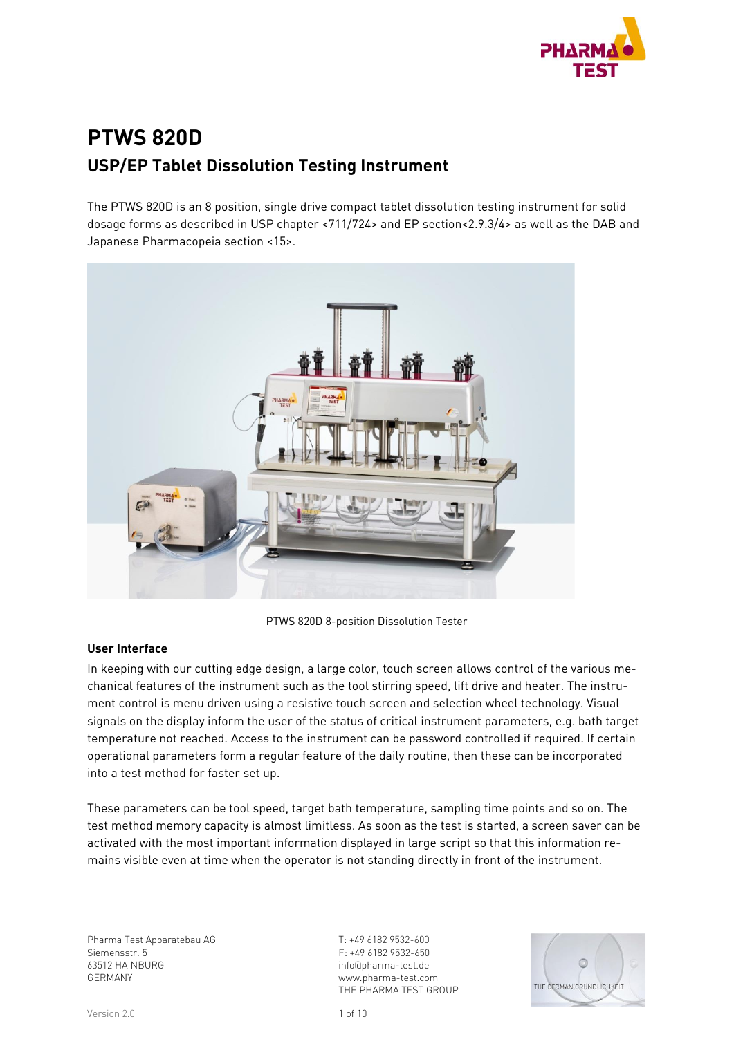# PTWS 820D

## USP/EP Tablet Dissolution Testing Instrument

The PTWS 820D is an 8 position, single drive compact tablet dissolution testing instrument for solid dosage forms as described in USP chapter <711/724> and EP section<2.9.3/4> as well as the DAB and Japanese Pharmacopeia section <15>.

PTWS 820D 8-position Dissolution Tester

**User Interface**

In keeping with our cutting edge design, a large color, touch screen allows control of the various mechanical features of the instrument such as the tool stirring speed, lift drive and heater. The instrument control is menu driven using a resistive touch screen and selection wheel technology. Visual signals on the display inform the user of the status of critical instrument parameters, e.g. bath target temperature not reached. Access to the instrument can be password controlled if required. If certain operational parameters form a regular feature of the daily routine, then these can be incorporated into a test method for faster set up.

These parameters can be tool speed, target bath temperature, sampling time points and so on. The test method memory capacity is almost limitless. As soon as the test is started, a screen saver can be activated with the most important information displayed in large script so that this information remains visible even at time when the operator is not standing directly in front of the instrument.

Pharma Test Apparatebau AG
Siemensstr. 5
63512 HAINBURG
GERMANY

T: +49 6182 9532-600
F: +49 6182 9532-650
info@pharma-test.de
www.pharma-test.com
THE PHARMA TEST GROUP

Version 2.0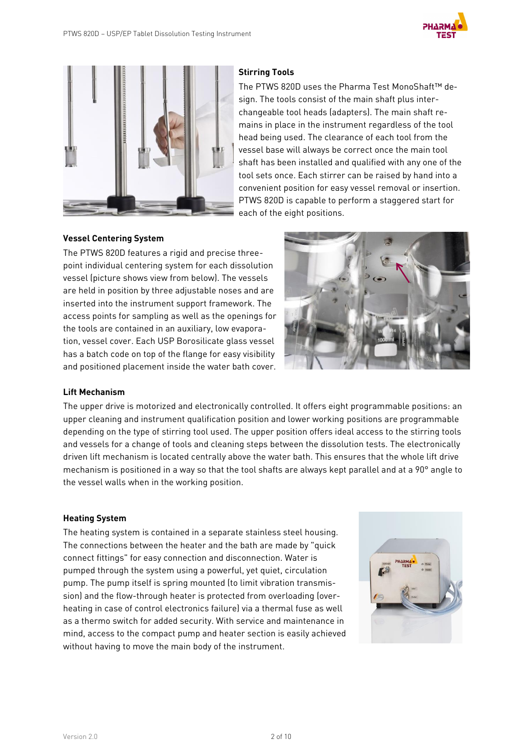### Stirring Tools

The PTWS 820D uses the Pharma Test MonoShaft™ design. The tools consist of the main shaft plus interchangeable tool heads (adapters). The main shaft remains in place in the instrument regardless of the tool head being used. The clearance of each tool from the vessel base will always be correct once the main tool shaft has been installed and qualified with any one of the tool sets once. Each stirrer can be raised by hand into a convenient position for easy vessel removal or insertion. PTWS 820D is capable to perform a staggered start for each of the eight positions.

### Vessel Centering System

The PTWS 820D features a rigid and precise three-point individual centering system for each dissolution vessel (picture shows view from below). The vessels are held in position by three adjustable noses and are inserted into the instrument support framework. The access points for sampling as well as the openings for the tools are contained in an auxiliary, low evaporation, vessel cover. Each USP Borosilicate glass vessel has a batch code on top of the flange for easy visibility and positioned placement inside the water bath cover.

### Lift Mechanism

The upper drive is motorized and electronically controlled. It offers eight programmable positions: an upper cleaning and instrument qualification position and lower working positions are programmable depending on the type of stirring tool used. The upper position offers ideal access to the stirring tools and vessels for a change of tools and cleaning steps between the dissolution tests. The electronically driven lift mechanism is located centrally above the water bath. This ensures that the whole lift drive mechanism is positioned in a way so that the tool shafts are always kept parallel and at a 90° angle to the vessel walls when in the working position.

### Heating System

The heating system is contained in a separate stainless steel housing. The connections between the heater and the bath are made by "quick connect fittings" for easy connection and disconnection. Water is pumped through the system using a powerful, yet quiet, circulation pump. The pump itself is spring mounted (to limit vibration transmission) and the flow-through heater is protected from overloading (overheating in case of control electronics failure) via a thermal fuse as well as a thermo switch for added security. With service and maintenance in mind, access to the compact pump and heater section is easily achieved without having to move the main body of the instrument.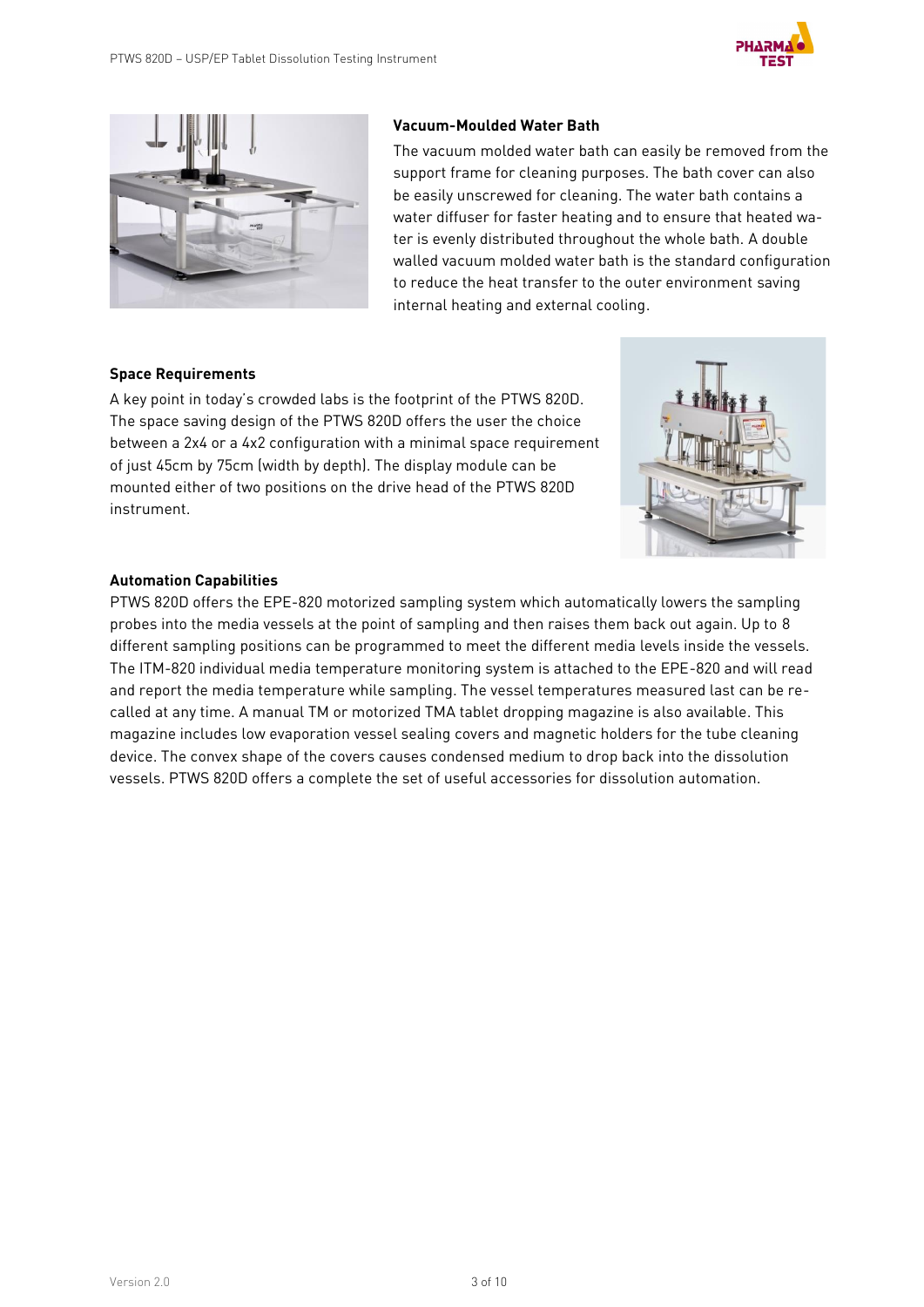### Vacuum-Moulded Water Bath

The vacuum molded water bath can easily be removed from the support frame for cleaning purposes. The bath cover can also be easily unscrewed for cleaning. The water bath contains a water diffuser for faster heating and to ensure that heated water is evenly distributed throughout the whole bath. A double walled vacuum molded water bath is the standard configuration to reduce the heat transfer to the outer environment saving internal heating and external cooling.

### Space Requirements

A key point in today's crowded labs is the footprint of the PTWS 820D. The space saving design of the PTWS 820D offers the user the choice between a 2x4 or a 4x2 configuration with a minimal space requirement of just 45cm by 75cm (width by depth). The display module can be mounted either of two positions on the drive head of the PTWS 820D instrument.

### Automation Capabilities

PTWS 820D offers the EPE-820 motorized sampling system which automatically lowers the sampling probes into the media vessels at the point of sampling and then raises them back out again. Up to 8 different sampling positions can be programmed to meet the different media levels inside the vessels. The ITM-820 individual media temperature monitoring system is attached to the EPE-820 and will read and report the media temperature while sampling. The vessel temperatures measured last can be recalled at any time. A manual TM or motorized TMA tablet dropping magazine is also available. This magazine includes low evaporation vessel sealing covers and magnetic holders for the tube cleaning device. The convex shape of the covers causes condensed medium to drop back into the dissolution vessels. PTWS 820D offers a complete the set of useful accessories for dissolution automation.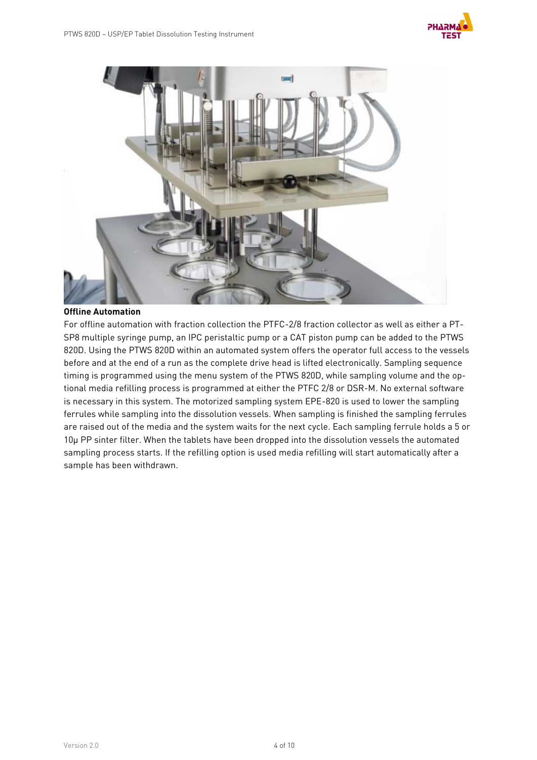**Offline Automation**

For offline automation with fraction collection the PTFC-2/8 fraction collector as well as either a PT-SP8 multiple syringe pump, an IPC peristaltic pump or a CAT piston pump can be added to the PTWS 820D. Using the PTWS 820D within an automated system offers the operator full access to the vessels before and at the end of a run as the complete drive head is lifted electronically. Sampling sequence timing is programmed using the menu system of the PTWS 820D, while sampling volume and the optional media refilling process is programmed at either the PTFC 2/8 or DSR-M. No external software is necessary in this system. The motorized sampling system EPE-820 is used to lower the sampling ferrules while sampling into the dissolution vessels. When sampling is finished the sampling ferrules are raised out of the media and the system waits for the next cycle. Each sampling ferrule holds a 5 or 10µ PP sinter filter. When the tablets have been dropped into the dissolution vessels the automated sampling process starts. If the refilling option is used media refilling will start automatically after a sample has been withdrawn.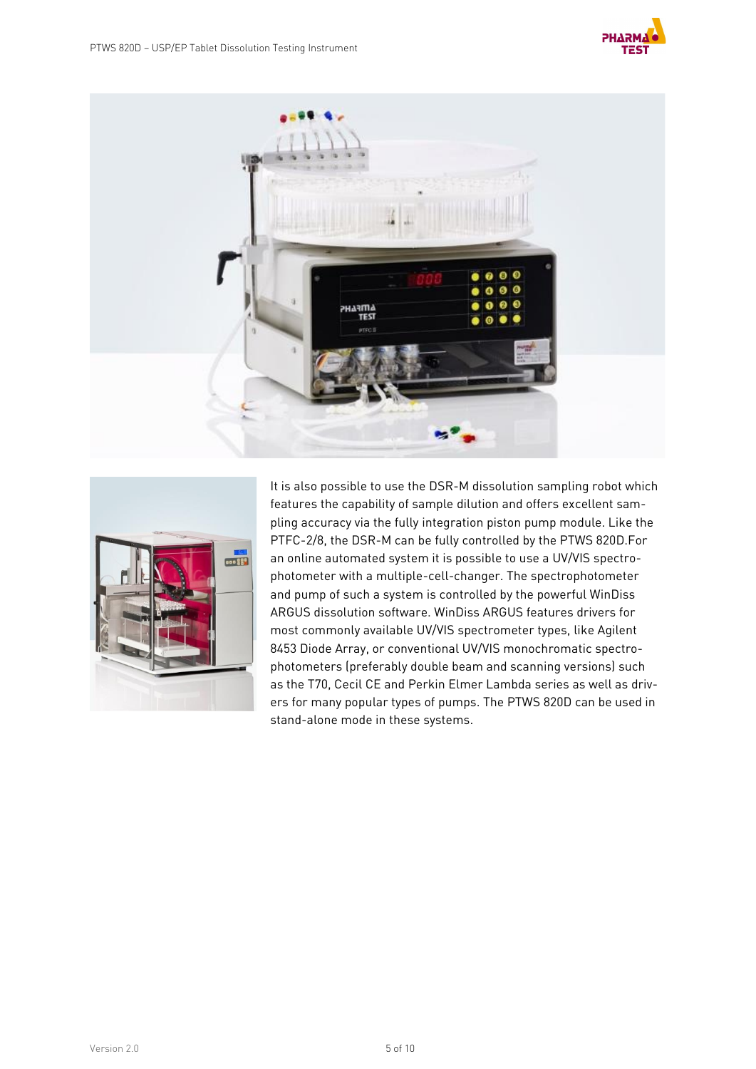It is also possible to use the DSR-M dissolution sampling robot which features the capability of sample dilution and offers excellent sampling accuracy via the fully integration piston pump module. Like the PTFC-2/8, the DSR-M can be fully controlled by the PTWS 820D.For an online automated system it is possible to use a UV/VIS spectrophotometer with a multiple-cell-changer. The spectrophotometer and pump of such a system is controlled by the powerful WinDiss ARGUS dissolution software. WinDiss ARGUS features drivers for most commonly available UV/VIS spectrometer types, like Agilent 8453 Diode Array, or conventional UV/VIS monochromatic spectrophotometers (preferably double beam and scanning versions) such as the T70, Cecil CE and Perkin Elmer Lambda series as well as drivers for many popular types of pumps. The PTWS 820D can be used in stand-alone mode in these systems.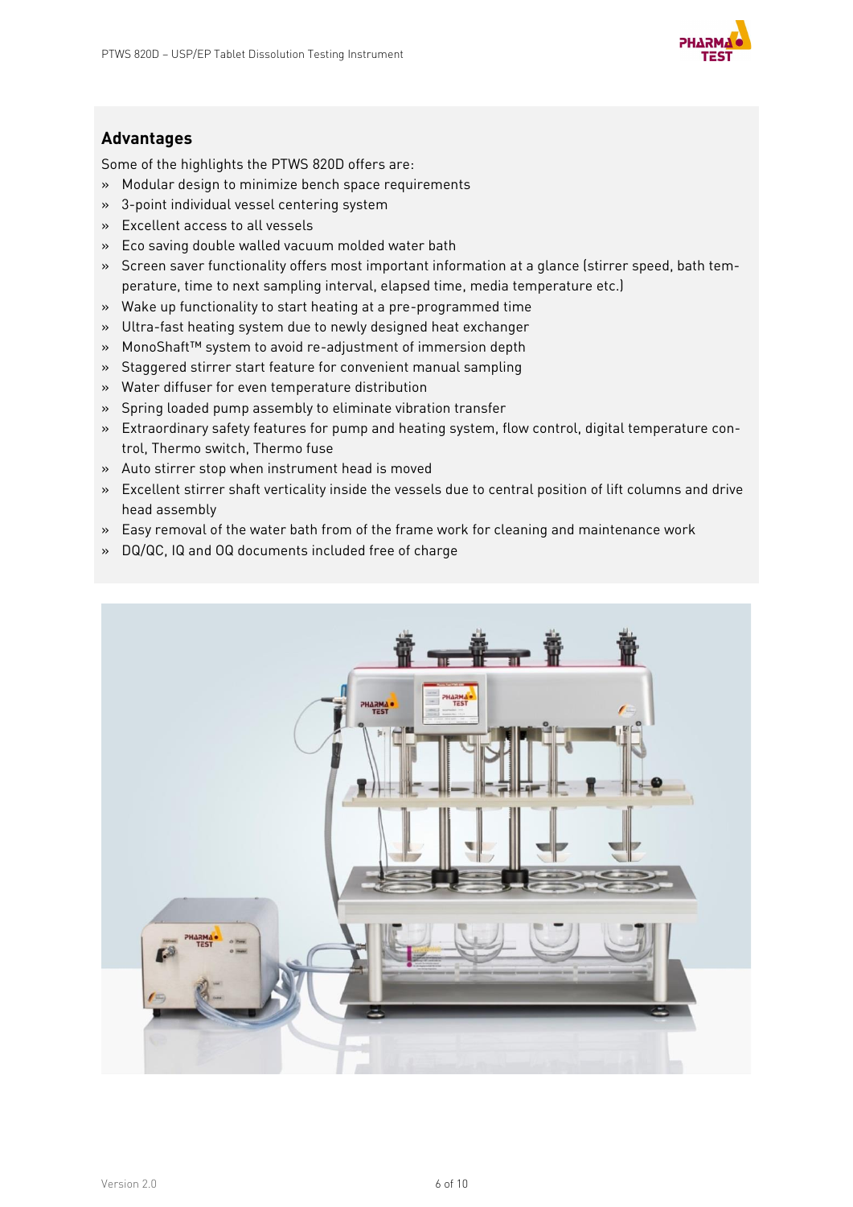## Advantages

Some of the highlights the PTWS 820D offers are:

- Modular design to minimize bench space requirements
- 3-point individual vessel centering system
- Excellent access to all vessels
- Eco saving double walled vacuum molded water bath
- Screen saver functionality offers most important information at a glance (stirrer speed, bath temperature, time to next sampling interval, elapsed time, media temperature etc.)
- Wake up functionality to start heating at a pre-programmed time
- Ultra-fast heating system due to newly designed heat exchanger
- MonoShaft™ system to avoid re-adjustment of immersion depth
- Staggered stirrer start feature for convenient manual sampling
- Water diffuser for even temperature distribution
- Spring loaded pump assembly to eliminate vibration transfer
- Extraordinary safety features for pump and heating system, flow control, digital temperature control, Thermo switch, Thermo fuse
- Auto stirrer stop when instrument head is moved
- Excellent stirrer shaft verticality inside the vessels due to central position of lift columns and drive head assembly
- Easy removal of the water bath from of the frame work for cleaning and maintenance work
- DQ/QC, IQ and OQ documents included free of charge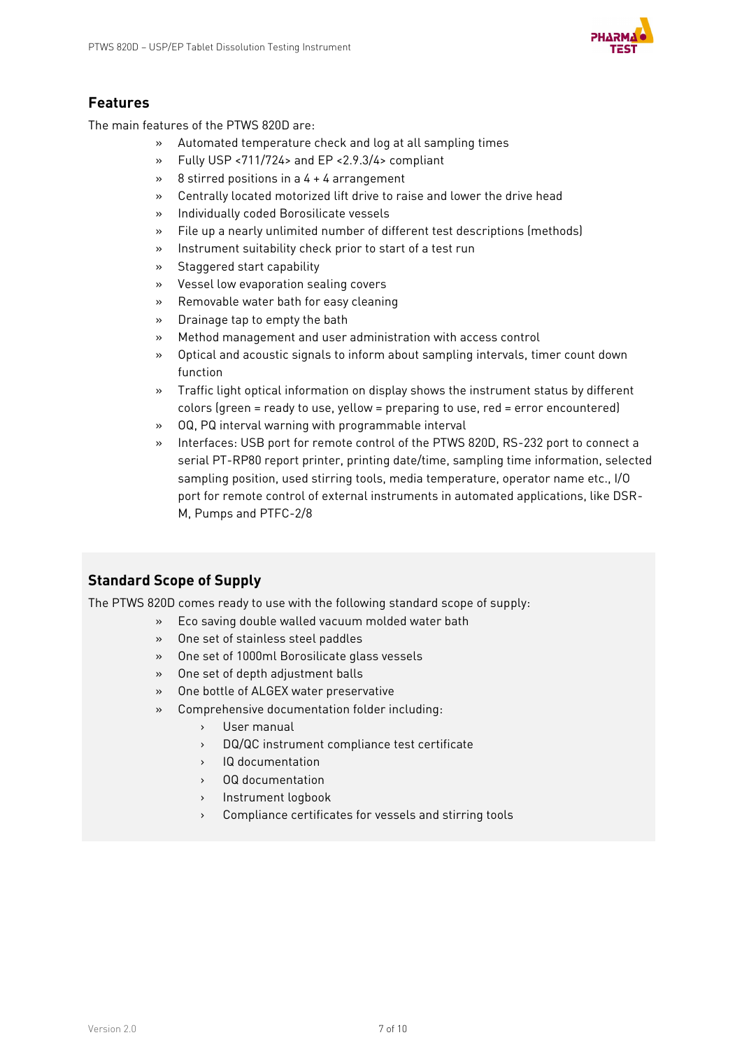## Features

The main features of the PTWS 820D are:

- Automated temperature check and log at all sampling times
- Fully USP <711/724> and EP <2.9.3/4> compliant
- 8 stirred positions in a 4 + 4 arrangement
- Centrally located motorized lift drive to raise and lower the drive head
- Individually coded Borosilicate vessels
- File up a nearly unlimited number of different test descriptions (methods)
- Instrument suitability check prior to start of a test run
- Staggered start capability
- Vessel low evaporation sealing covers
- Removable water bath for easy cleaning
- Drainage tap to empty the bath
- Method management and user administration with access control
- Optical and acoustic signals to inform about sampling intervals, timer count down function
- Traffic light optical information on display shows the instrument status by different colors (green = ready to use, yellow = preparing to use, red = error encountered)
- OQ, PQ interval warning with programmable interval
- Interfaces: USB port for remote control of the PTWS 820D, RS-232 port to connect a serial PT-RP80 report printer, printing date/time, sampling time information, selected sampling position, used stirring tools, media temperature, operator name etc., I/O port for remote control of external instruments in automated applications, like DSR-M, Pumps and PTFC-2/8

## Standard Scope of Supply

The PTWS 820D comes ready to use with the following standard scope of supply:

- Eco saving double walled vacuum molded water bath
- One set of stainless steel paddles
- One set of 1000ml Borosilicate glass vessels
- One set of depth adjustment balls
- One bottle of ALGEX water preservative
- Comprehensive documentation folder including:
  - User manual
  - DQ/QC instrument compliance test certificate
  - IQ documentation
  - OQ documentation
  - Instrument logbook
  - Compliance certificates for vessels and stirring tools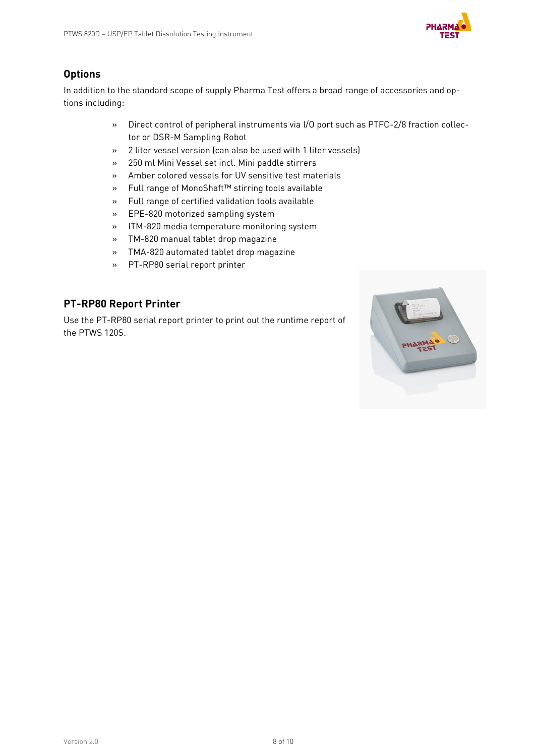## Options

In addition to the standard scope of supply Pharma Test offers a broad range of accessories and options including:

- Direct control of peripheral instruments via I/O port such as PTFC-2/8 fraction collector or DSR-M Sampling Robot
- 2 liter vessel version (can also be used with 1 liter vessels)
- 250 ml Mini Vessel set incl. Mini paddle stirrers
- Amber colored vessels for UV sensitive test materials
- Full range of MonoShaft™ stirring tools available
- Full range of certified validation tools available
- EPE-820 motorized sampling system
- ITM-820 media temperature monitoring system
- TM-820 manual tablet drop magazine
- TMA-820 automated tablet drop magazine
- PT-RP80 serial report printer

## PT-RP80 Report Printer

Use the PT-RP80 serial report printer to print out the runtime report of the PTWS 120S.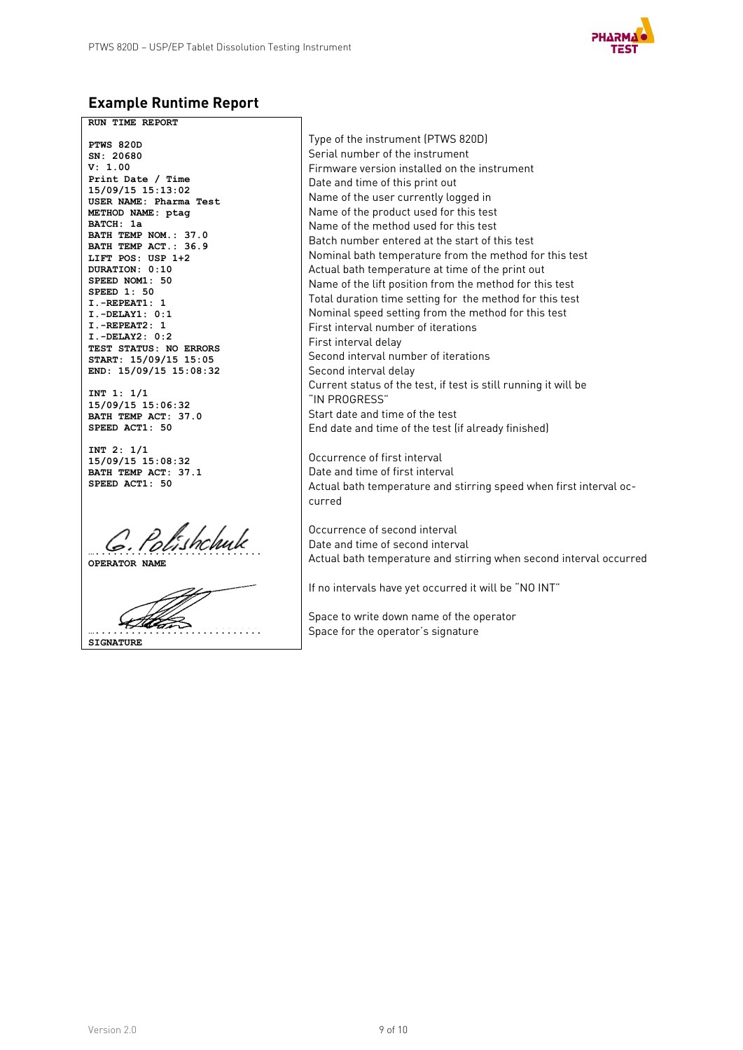## Example Runtime Report

| RUN TIME REPORT | |
|---|---|
| PTWS 820D | Type of the instrument (PTWS 820D) |
| SN: 20680 | Serial number of the instrument |
| V: 1.00 | Firmware version installed on the instrument |
| Print Date / Time 15/09/15 15:13:02 | Date and time of this print out |
| USER NAME: Pharma Test | Name of the user currently logged in |
| METHOD NAME: ptag | Name of the product used for this test |
| BATCH: 1a | Name of the method used for this test |
| BATH TEMP NOM.: 37.0 | Batch number entered at the start of this test |
| BATH TEMP ACT.: 36.9 | Nominal bath temperature from the method for this test |
| LIFT POS: USP 1+2 | Actual bath temperature at time of the print out |
| DURATION: 0:10 | Name of the lift position from the method for this test |
| SPEED NOM1: 50 | Total duration time setting for the method for this test |
| SPEED 1: 50 | Nominal speed setting from the method for this test |
| I.-REPEAT1: 1 | First interval number of iterations |
| I.-DELAY1: 0:1 | First interval delay |
| I.-REPEAT2: 1 | Second interval number of iterations |
| I.-DELAY2: 0:2 | Second interval delay |
| TEST STATUS: NO ERRORS | Current status of the test, if test is still running it will be "IN PROGRESS" |
| START: 15/09/15 15:05 | Start date and time of the test |
| END: 15/09/15 15:08:32 | End date and time of the test (if already finished) |
| INT 1: 1/1 | Occurrence of first interval |
| 15/09/15 15:06:32 | Date and time of first interval |
| BATH TEMP ACT: 37.0<br>SPEED ACT1: 50 | Actual bath temperature and stirring speed when first interval occurred |
| INT 2: 1/1 | Occurrence of second interval |
| 15/09/15 15:08:32 | Date and time of second interval |
| BATH TEMP ACT: 37.1<br>SPEED ACT1: 50 | Actual bath temperature and stirring when second interval occurred |
| | If no intervals have yet occurred it will be "NO INT" |
| G. Polishchuk ............................<br>OPERATOR NAME | Space to write down name of the operator |
| ............................<br>SIGNATURE | Space for the operator's signature |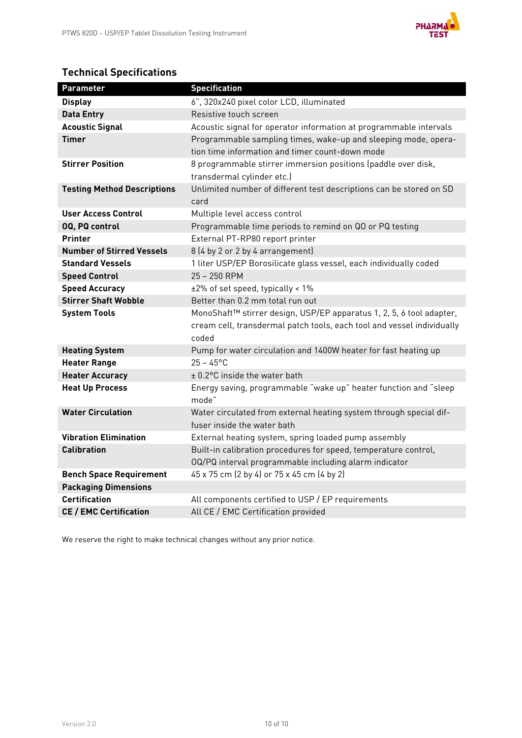## Technical Specifications

| Parameter | Specification |
|---|---|
| **Display** | 6", 320x240 pixel color LCD, illuminated |
| **Data Entry** | Resistive touch screen |
| **Acoustic Signal** | Acoustic signal for operator information at programmable intervals |
| **Timer** | Programmable sampling times, wake-up and sleeping mode, operation time information and timer count-down mode |
| **Stirrer Position** | 8 programmable stirrer immersion positions (paddle over disk, transdermal cylinder etc.) |
| **Testing Method Descriptions** | Unlimited number of different test descriptions can be stored on SD card |
| **User Access Control** | Multiple level access control |
| **OQ, PQ control** | Programmable time periods to remind on OQ or PQ testing |
| **Printer** | External PT-RP80 report printer |
| **Number of Stirred Vessels** | 8 (4 by 2 or 2 by 4 arrangement) |
| **Standard Vessels** | 1 liter USP/EP Borosilicate glass vessel, each individually coded |
| **Speed Control** | 25 – 250 RPM |
| **Speed Accuracy** | ±2% of set speed, typically < 1% |
| **Stirrer Shaft Wobble** | Better than 0.2 mm total run out |
| **System Tools** | MonoShaft™ stirrer design, USP/EP apparatus 1, 2, 5, 6 tool adapter, cream cell, transdermal patch tools, each tool and vessel individually coded |
| **Heating System** | Pump for water circulation and 1400W heater for fast heating up |
| **Heater Range** | 25 – 45°C |
| **Heater Accuracy** | ± 0.2°C inside the water bath |
| **Heat Up Process** | Energy saving, programmable "wake up" heater function and "sleep mode" |
| **Water Circulation** | Water circulated from external heating system through special diffuser inside the water bath |
| **Vibration Elimination** | External heating system, spring loaded pump assembly |
| **Calibration** | Built-in calibration procedures for speed, temperature control, OQ/PQ interval programmable including alarm indicator |
| **Bench Space Requirement** | 45 x 75 cm (2 by 4) or 75 x 45 cm (4 by 2) |
| **Packaging Dimensions** | |
| **Certification** | All components certified to USP / EP requirements |
| **CE / EMC Certification** | All CE / EMC Certification provided |

We reserve the right to make technical changes without any prior notice.